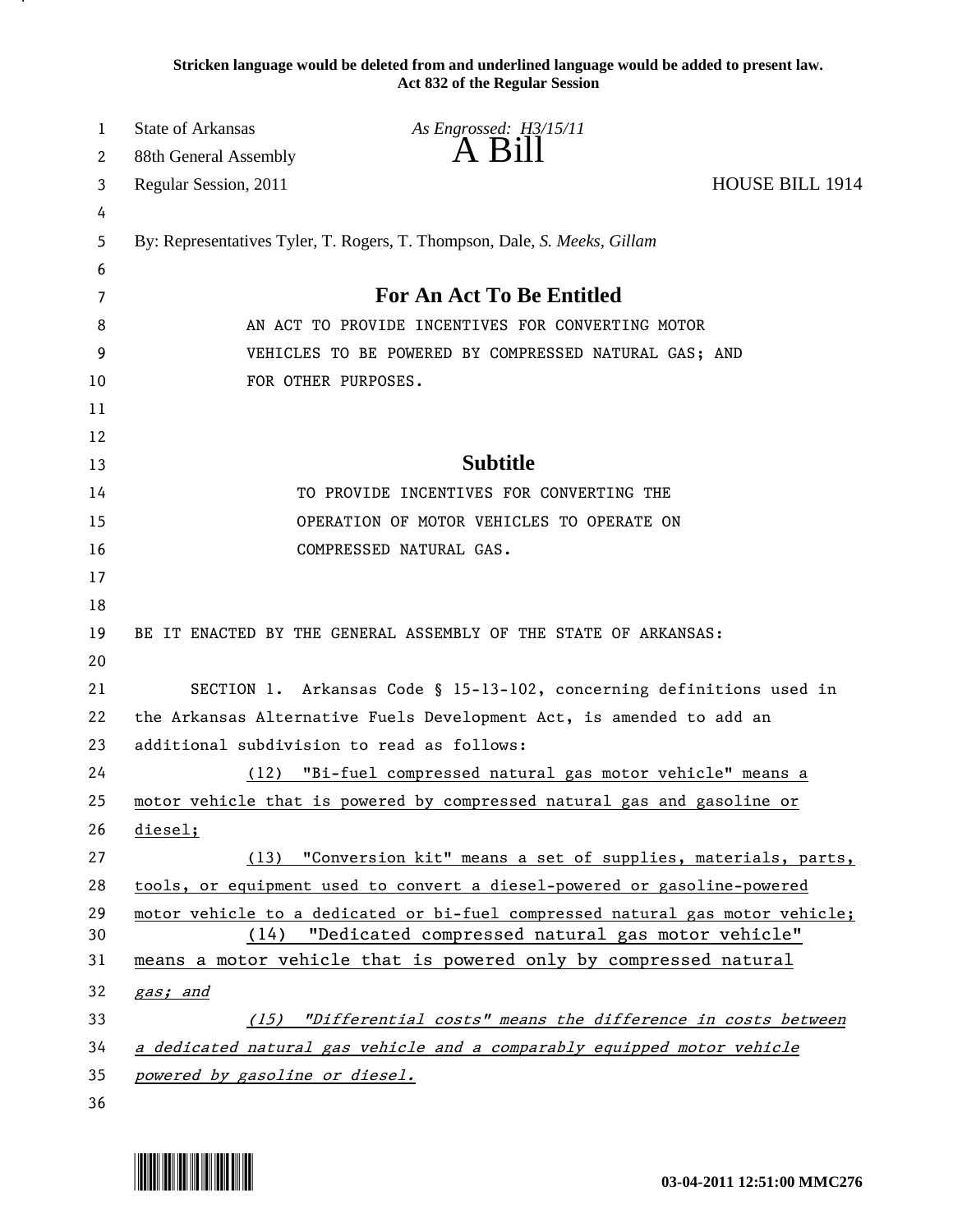**Stricken language would be deleted from and underlined language would be added to present law.**
**Act 832 of the Regular Session**

State of Arkansas *As Engrossed: H3/15/11*
88th General Assembly
# A Bill
Regular Session, 2011 HOUSE BILL 1914

By: Representatives Tyler, T. Rogers, T. Thompson, Dale, *S. Meeks, Gillam*

## For An Act To Be Entitled

AN ACT TO PROVIDE INCENTIVES FOR CONVERTING MOTOR VEHICLES TO BE POWERED BY COMPRESSED NATURAL GAS; AND FOR OTHER PURPOSES.

## Subtitle

TO PROVIDE INCENTIVES FOR CONVERTING THE OPERATION OF MOTOR VEHICLES TO OPERATE ON COMPRESSED NATURAL GAS.

BE IT ENACTED BY THE GENERAL ASSEMBLY OF THE STATE OF ARKANSAS:

SECTION 1. Arkansas Code § 15-13-102, concerning definitions used in the Arkansas Alternative Fuels Development Act, is amended to add an additional subdivision to read as follows:

(12) "Bi-fuel compressed natural gas motor vehicle" means a motor vehicle that is powered by compressed natural gas and gasoline or diesel;

(13) "Conversion kit" means a set of supplies, materials, parts, tools, or equipment used to convert a diesel-powered or gasoline-powered motor vehicle to a dedicated or bi-fuel compressed natural gas motor vehicle;

(14) "Dedicated compressed natural gas motor vehicle" means a motor vehicle that is powered only by compressed natural gas; *and*

*(15) "Differential costs" means the difference in costs between a dedicated natural gas vehicle and a comparably equipped motor vehicle powered by gasoline or diesel.*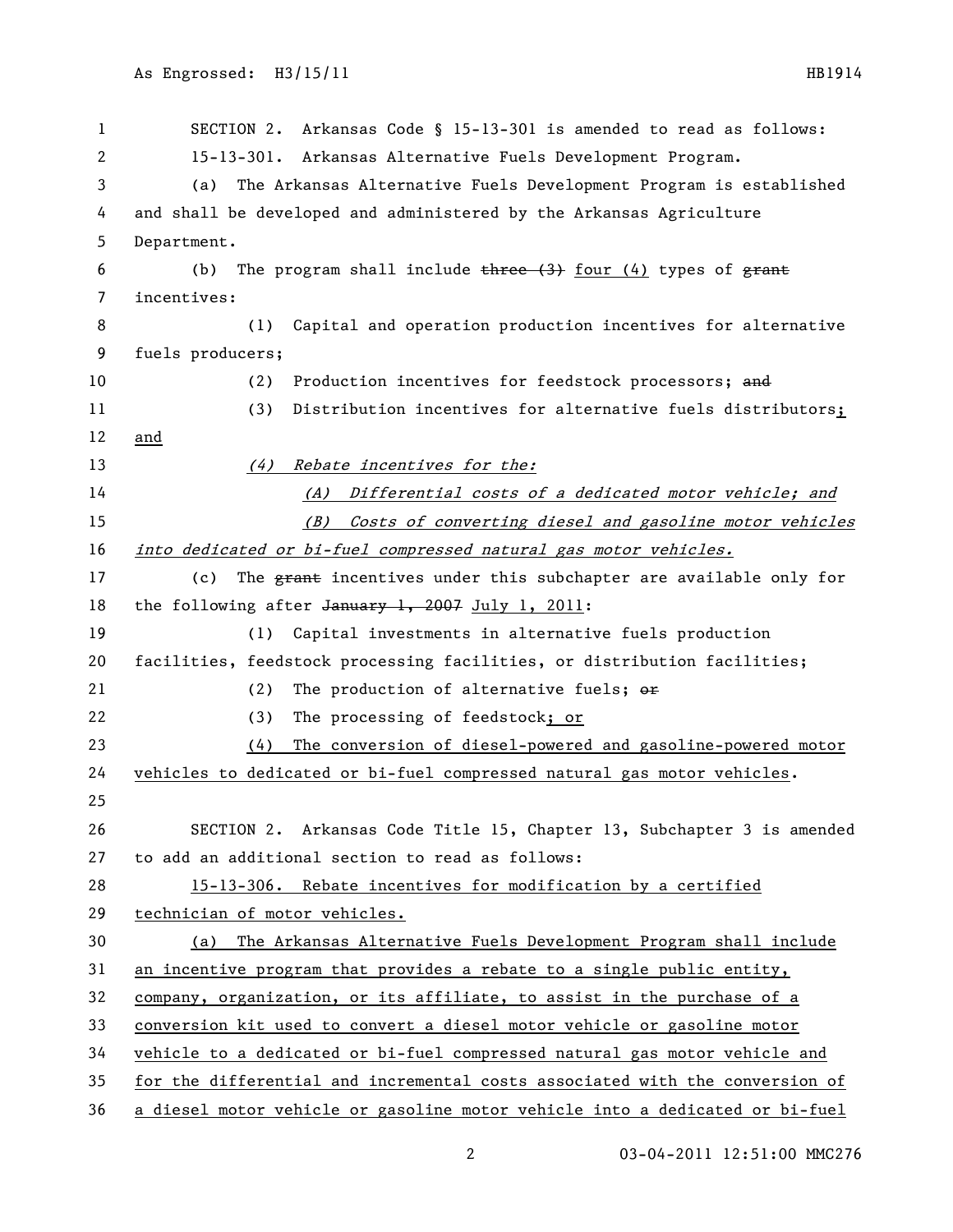SECTION 2. Arkansas Code § 15-13-301 is amended to read as follows:

15-13-301. Arkansas Alternative Fuels Development Program.

(a) The Arkansas Alternative Fuels Development Program is established and shall be developed and administered by the Arkansas Agriculture Department.

(b) The program shall include ~~three (3)~~ four (4) types of ~~grant~~ incentives:

(1) Capital and operation production incentives for alternative fuels producers;

(2) Production incentives for feedstock processors; ~~and~~

(3) Distribution incentives for alternative fuels distributors; and

*(4) Rebate incentives for the:*

*(A) Differential costs of a dedicated motor vehicle; and*

*(B) Costs of converting diesel and gasoline motor vehicles into dedicated or bi-fuel compressed natural gas motor vehicles.*

(c) The ~~grant~~ incentives under this subchapter are available only for the following after ~~January 1, 2007~~ July 1, 2011:

(1) Capital investments in alternative fuels production facilities, feedstock processing facilities, or distribution facilities;

(2) The production of alternative fuels; ~~or~~

(3) The processing of feedstock; or

(4) The conversion of diesel-powered and gasoline-powered motor vehicles to dedicated or bi-fuel compressed natural gas motor vehicles.

SECTION 2. Arkansas Code Title 15, Chapter 13, Subchapter 3 is amended to add an additional section to read as follows:

15-13-306. Rebate incentives for modification by a certified technician of motor vehicles.

(a) The Arkansas Alternative Fuels Development Program shall include an incentive program that provides a rebate to a single public entity, company, organization, or its affiliate, to assist in the purchase of a conversion kit used to convert a diesel motor vehicle or gasoline motor vehicle to a dedicated or bi-fuel compressed natural gas motor vehicle and for the differential and incremental costs associated with the conversion of a diesel motor vehicle or gasoline motor vehicle into a dedicated or bi-fuel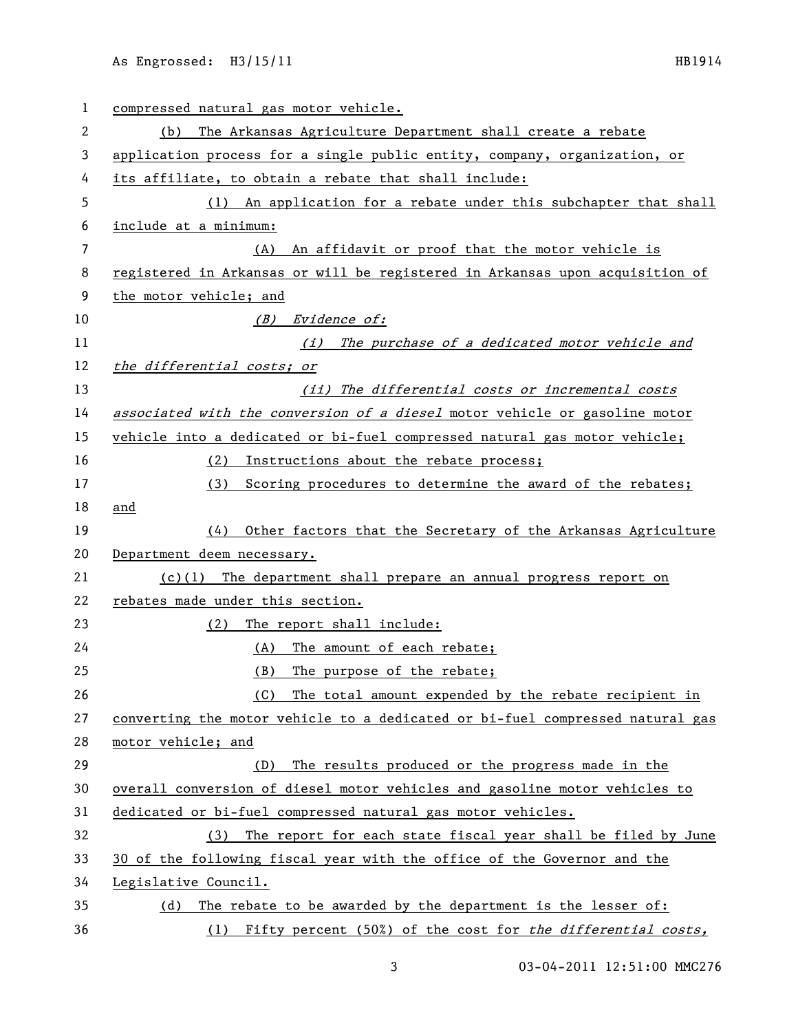compressed natural gas motor vehicle.

(b) The Arkansas Agriculture Department shall create a rebate application process for a single public entity, company, organization, or its affiliate, to obtain a rebate that shall include:

(1) An application for a rebate under this subchapter that shall include at a minimum:

(A) An affidavit or proof that the motor vehicle is registered in Arkansas or will be registered in Arkansas upon acquisition of the motor vehicle; and

*(B) Evidence of:*

*(i) The purchase of a dedicated motor vehicle and the differential costs; or*

*(ii) The differential costs or incremental costs associated with the conversion of a diesel* motor vehicle or gasoline motor vehicle into a dedicated or bi-fuel compressed natural gas motor vehicle;

(2) Instructions about the rebate process;

(3) Scoring procedures to determine the award of the rebates; and

(4) Other factors that the Secretary of the Arkansas Agriculture Department deem necessary.

(c)(1) The department shall prepare an annual progress report on rebates made under this section.

(2) The report shall include:

(A) The amount of each rebate;

(B) The purpose of the rebate;

(C) The total amount expended by the rebate recipient in converting the motor vehicle to a dedicated or bi-fuel compressed natural gas motor vehicle; and

(D) The results produced or the progress made in the overall conversion of diesel motor vehicles and gasoline motor vehicles to dedicated or bi-fuel compressed natural gas motor vehicles.

(3) The report for each state fiscal year shall be filed by June 30 of the following fiscal year with the office of the Governor and the Legislative Council.

(d) The rebate to be awarded by the department is the lesser of:

(1) Fifty percent (50%) of the cost for *the differential costs,*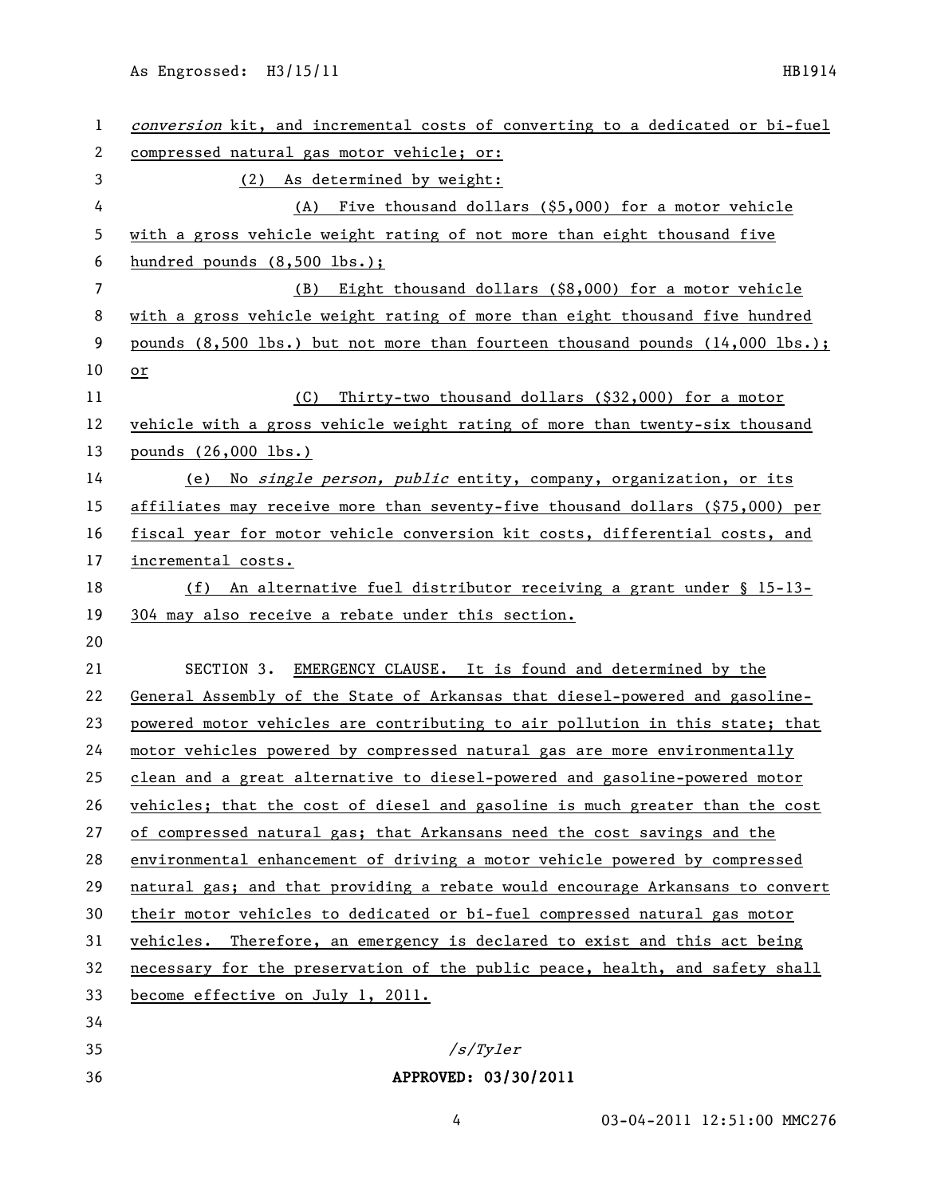*conversion* kit, and incremental costs of converting to a dedicated or bi-fuel compressed natural gas motor vehicle; or:

(2) As determined by weight:

(A) Five thousand dollars ($5,000) for a motor vehicle with a gross vehicle weight rating of not more than eight thousand five hundred pounds (8,500 lbs.);

(B) Eight thousand dollars ($8,000) for a motor vehicle with a gross vehicle weight rating of more than eight thousand five hundred pounds (8,500 lbs.) but not more than fourteen thousand pounds (14,000 lbs.); or

(C) Thirty-two thousand dollars ($32,000) for a motor vehicle with a gross vehicle weight rating of more than twenty-six thousand pounds (26,000 lbs.)

(e) No *single person, public* entity, company, organization, or its affiliates may receive more than seventy-five thousand dollars ($75,000) per fiscal year for motor vehicle conversion kit costs, differential costs, and incremental costs.

(f) An alternative fuel distributor receiving a grant under § 15-13-304 may also receive a rebate under this section.

SECTION 3. EMERGENCY CLAUSE. It is found and determined by the General Assembly of the State of Arkansas that diesel-powered and gasoline-powered motor vehicles are contributing to air pollution in this state; that motor vehicles powered by compressed natural gas are more environmentally clean and a great alternative to diesel-powered and gasoline-powered motor vehicles; that the cost of diesel and gasoline is much greater than the cost of compressed natural gas; that Arkansans need the cost savings and the environmental enhancement of driving a motor vehicle powered by compressed natural gas; and that providing a rebate would encourage Arkansans to convert their motor vehicles to dedicated or bi-fuel compressed natural gas motor vehicles. Therefore, an emergency is declared to exist and this act being necessary for the preservation of the public peace, health, and safety shall become effective on July 1, 2011.

*/s/Tyler*

**APPROVED: 03/30/2011**